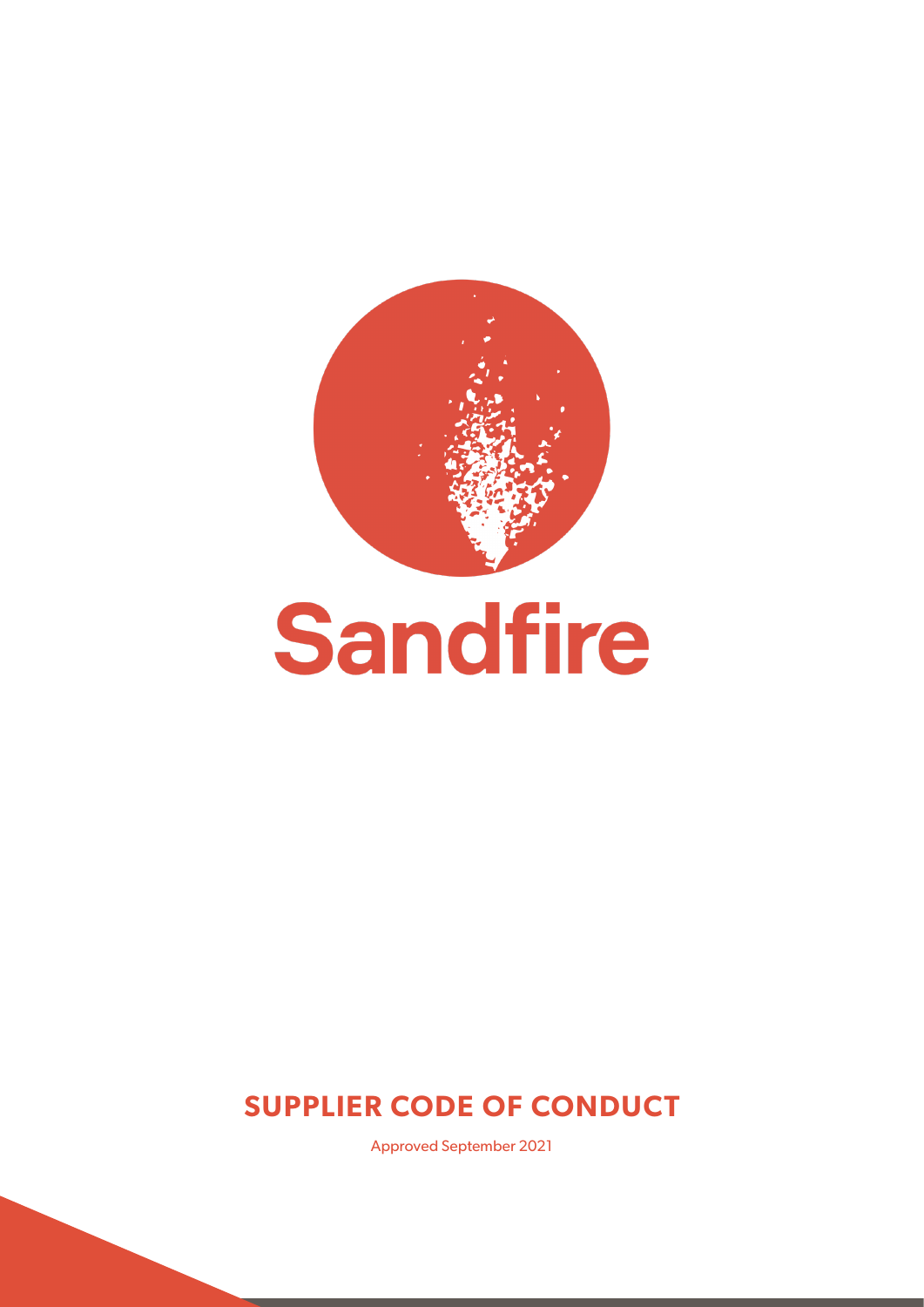# Sandfire

## SUPPLIER CODE OF CONDUCT

Approved September 2021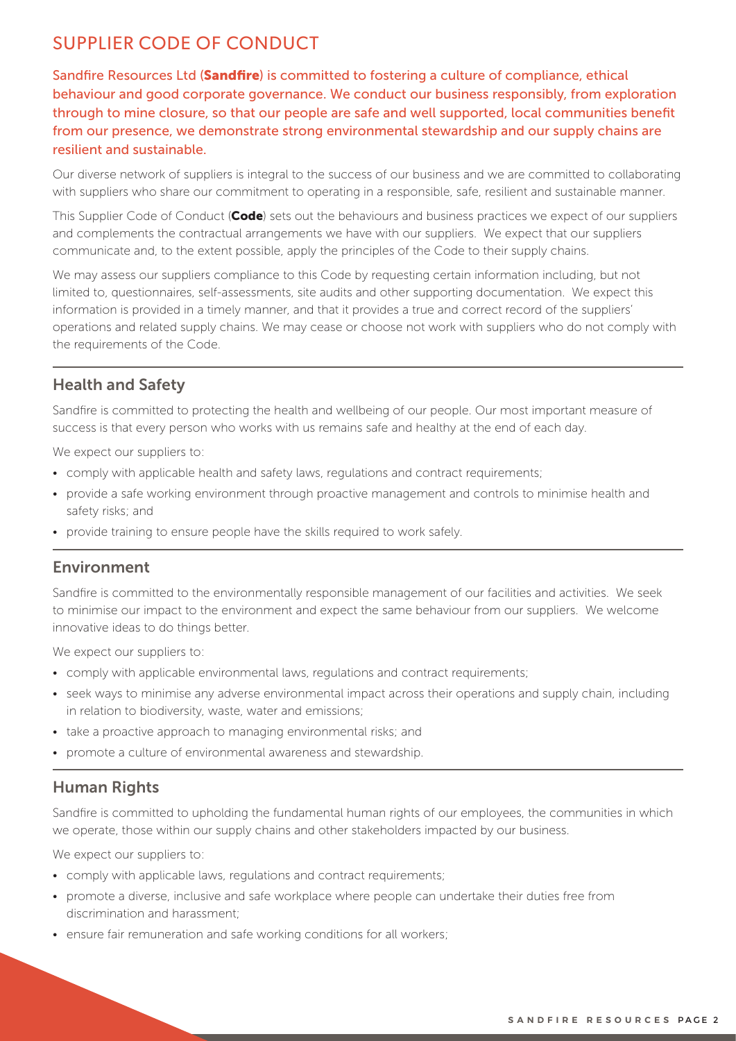# SUPPLIER CODE OF CONDUCT

Sandfire Resources Ltd (**Sandfire**) is committed to fostering a culture of compliance, ethical behaviour and good corporate governance. We conduct our business responsibly, from exploration through to mine closure, so that our people are safe and well supported, local communities benefit from our presence, we demonstrate strong environmental stewardship and our supply chains are resilient and sustainable.

Our diverse network of suppliers is integral to the success of our business and we are committed to collaborating with suppliers who share our commitment to operating in a responsible, safe, resilient and sustainable manner.

This Supplier Code of Conduct (**Code**) sets out the behaviours and business practices we expect of our suppliers and complements the contractual arrangements we have with our suppliers. We expect that our suppliers communicate and, to the extent possible, apply the principles of the Code to their supply chains.

We may assess our suppliers compliance to this Code by requesting certain information including, but not limited to, questionnaires, self-assessments, site audits and other supporting documentation. We expect this information is provided in a timely manner, and that it provides a true and correct record of the suppliers' operations and related supply chains. We may cease or choose not work with suppliers who do not comply with the requirements of the Code.

## Health and Safety

Sandfire is committed to protecting the health and wellbeing of our people. Our most important measure of success is that every person who works with us remains safe and healthy at the end of each day.

We expect our suppliers to:

- comply with applicable health and safety laws, regulations and contract requirements;
- provide a safe working environment through proactive management and controls to minimise health and safety risks; and
- provide training to ensure people have the skills required to work safely.

## Environment

Sandfire is committed to the environmentally responsible management of our facilities and activities. We seek to minimise our impact to the environment and expect the same behaviour from our suppliers. We welcome innovative ideas to do things better.

We expect our suppliers to:

- comply with applicable environmental laws, regulations and contract requirements;
- seek ways to minimise any adverse environmental impact across their operations and supply chain, including in relation to biodiversity, waste, water and emissions;
- take a proactive approach to managing environmental risks; and
- promote a culture of environmental awareness and stewardship.

## Human Rights

Sandfire is committed to upholding the fundamental human rights of our employees, the communities in which we operate, those within our supply chains and other stakeholders impacted by our business.

We expect our suppliers to:

- comply with applicable laws, regulations and contract requirements;
- promote a diverse, inclusive and safe workplace where people can undertake their duties free from discrimination and harassment;
- ensure fair remuneration and safe working conditions for all workers;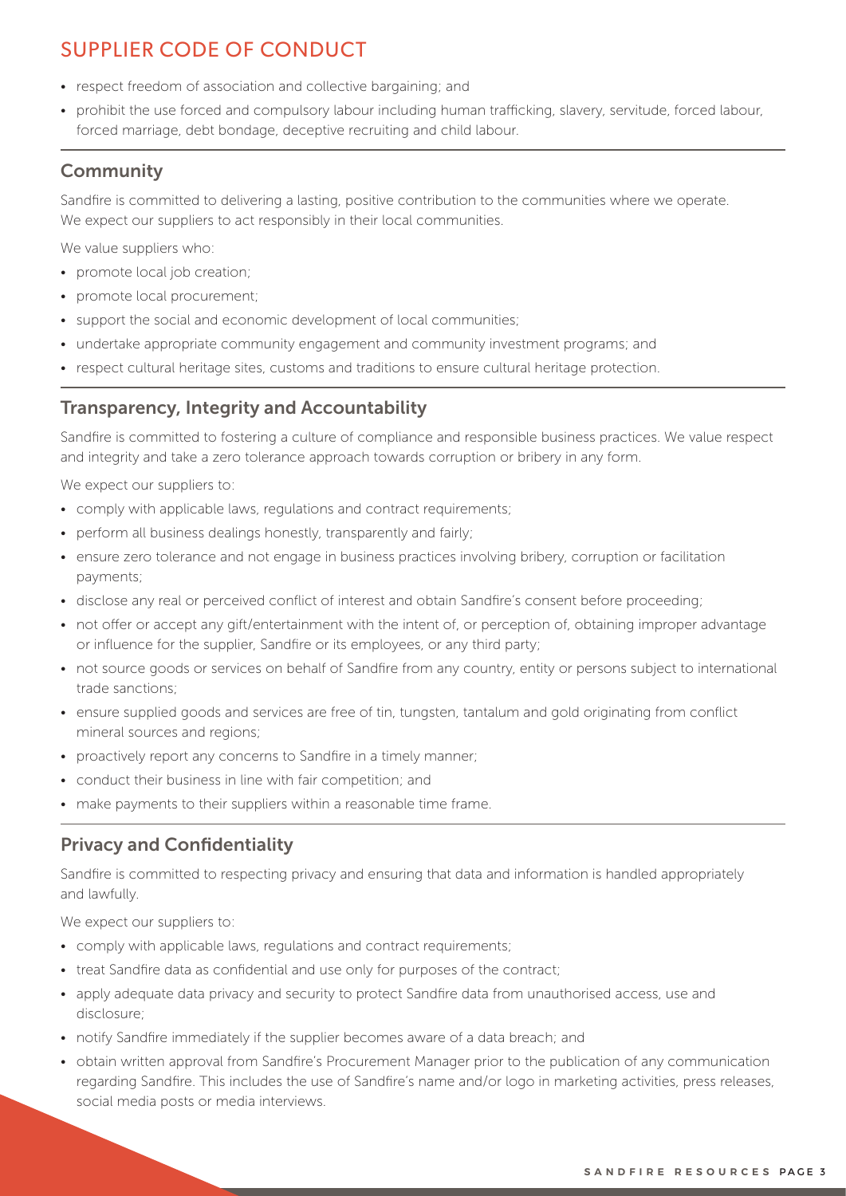- respect freedom of association and collective bargaining; and
- prohibit the use forced and compulsory labour including human trafficking, slavery, servitude, forced labour, forced marriage, debt bondage, deceptive recruiting and child labour.

## Community

Sandfire is committed to delivering a lasting, positive contribution to the communities where we operate. We expect our suppliers to act responsibly in their local communities.

We value suppliers who:

- promote local job creation;
- promote local procurement;
- support the social and economic development of local communities;
- undertake appropriate community engagement and community investment programs; and
- respect cultural heritage sites, customs and traditions to ensure cultural heritage protection.

## Transparency, Integrity and Accountability

Sandfire is committed to fostering a culture of compliance and responsible business practices. We value respect and integrity and take a zero tolerance approach towards corruption or bribery in any form.

We expect our suppliers to:

- comply with applicable laws, regulations and contract requirements;
- perform all business dealings honestly, transparently and fairly;
- ensure zero tolerance and not engage in business practices involving bribery, corruption or facilitation payments;
- disclose any real or perceived conflict of interest and obtain Sandfire's consent before proceeding;
- not offer or accept any gift/entertainment with the intent of, or perception of, obtaining improper advantage or influence for the supplier, Sandfire or its employees, or any third party;
- not source goods or services on behalf of Sandfire from any country, entity or persons subject to international trade sanctions;
- ensure supplied goods and services are free of tin, tungsten, tantalum and gold originating from conflict mineral sources and regions;
- proactively report any concerns to Sandfire in a timely manner;
- conduct their business in line with fair competition; and
- make payments to their suppliers within a reasonable time frame.

## Privacy and Confidentiality

Sandfire is committed to respecting privacy and ensuring that data and information is handled appropriately and lawfully.

We expect our suppliers to:

- comply with applicable laws, regulations and contract requirements;
- treat Sandfire data as confidential and use only for purposes of the contract;
- apply adequate data privacy and security to protect Sandfire data from unauthorised access, use and disclosure;
- notify Sandfire immediately if the supplier becomes aware of a data breach; and
- obtain written approval from Sandfire's Procurement Manager prior to the publication of any communication regarding Sandfire. This includes the use of Sandfire's name and/or logo in marketing activities, press releases, social media posts or media interviews.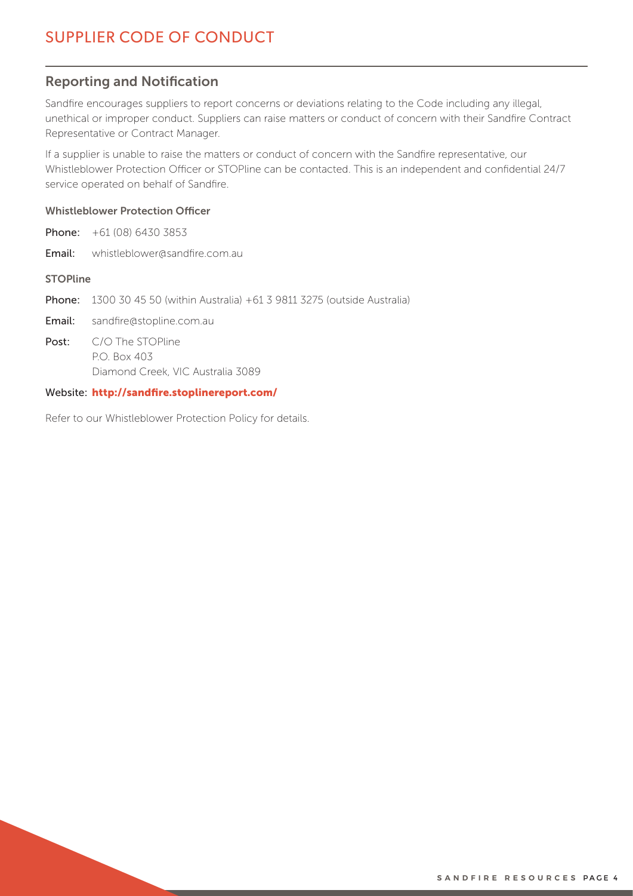## Reporting and Notification

Sandfire encourages suppliers to report concerns or deviations relating to the Code including any illegal, unethical or improper conduct. Suppliers can raise matters or conduct of concern with their Sandfire Contract Representative or Contract Manager.

If a supplier is unable to raise the matters or conduct of concern with the Sandfire representative, our Whistleblower Protection Officer or STOPline can be contacted. This is an independent and confidential 24/7 service operated on behalf of Sandfire.

#### Whistleblower Protection Officer

**Phone:** +61 (08) 6430 3853

**Email:** whistleblower@sandfire.com.au

#### STOPline

**Phone:** 1300 30 45 50 (within Australia) +61 3 9811 3275 (outside Australia)

**Email:** sandfire@stopline.com.au

**Post:** C/O The STOPline
P.O. Box 403
Diamond Creek, VIC Australia 3089

Website: **http://sandfire.stoplinereport.com/**

Refer to our Whistleblower Protection Policy for details.